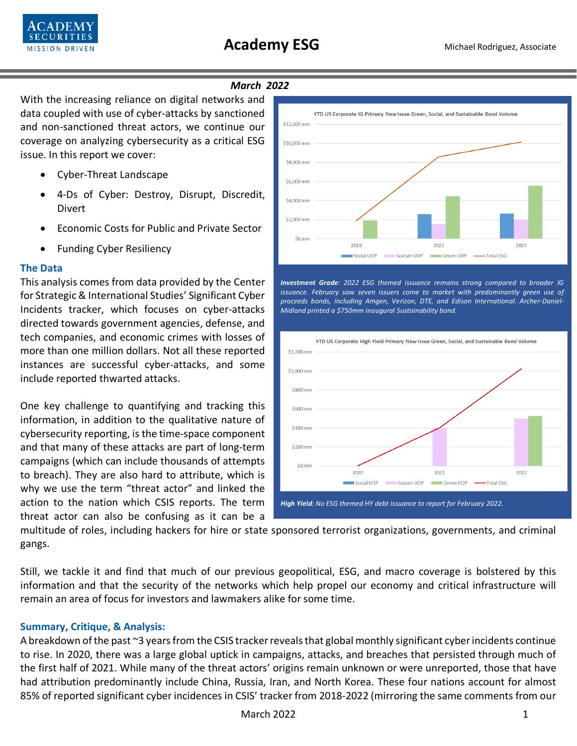# Academy ESG

Michael Rodriguez, Associate

*March 2022*

With the increasing reliance on digital networks and data coupled with use of cyber-attacks by sanctioned and non-sanctioned threat actors, we continue our coverage on analyzing cybersecurity as a critical ESG issue. In this report we cover:

- Cyber-Threat Landscape
- 4-Ds of Cyber: Destroy, Disrupt, Discredit, Divert
- Economic Costs for Public and Private Sector
- Funding Cyber Resiliency

YTD US Corporate IG Primary New Issue Green, Social, and Sustainable Bond Volume

***Investment Grade****: 2022 ESG themed issuance remains strong compared to broader IG issuance. February saw seven issuers come to market with predominantly green use of proceeds bonds, including Amgen, Verizon, DTE, and Edison International. Archer-Daniel-Midland printed a $750mm inaugural Sustainability bond.*

YTD US Corporate High Yield Primary New Issue Green, Social, and Sustainable Bond Volume

***High Yield****: No ESG themed HY debt issuance to report for February 2022.*

## The Data

This analysis comes from data provided by the Center for Strategic & International Studies' Significant Cyber Incidents tracker, which focuses on cyber-attacks directed towards government agencies, defense, and tech companies, and economic crimes with losses of more than one million dollars. Not all these reported instances are successful cyber-attacks, and some include reported thwarted attacks.

One key challenge to quantifying and tracking this information, in addition to the qualitative nature of cybersecurity reporting, is the time-space component and that many of these attacks are part of long-term campaigns (which can include thousands of attempts to breach). They are also hard to attribute, which is why we use the term "threat actor" and linked the action to the nation which CSIS reports. The term threat actor can also be confusing as it can be a multitude of roles, including hackers for hire or state sponsored terrorist organizations, governments, and criminal gangs.

Still, we tackle it and find that much of our previous geopolitical, ESG, and macro coverage is bolstered by this information and that the security of the networks which help propel our economy and critical infrastructure will remain an area of focus for investors and lawmakers alike for some time.

## Summary, Critique, & Analysis:

A breakdown of the past ~3 years from the CSIS tracker reveals that global monthly significant cyber incidents continue to rise. In 2020, there was a large global uptick in campaigns, attacks, and breaches that persisted through much of the first half of 2021. While many of the threat actors' origins remain unknown or were unreported, those that have had attribution predominantly include China, Russia, Iran, and North Korea. These four nations account for almost 85% of reported significant cyber incidences in CSIS' tracker from 2018-2022 (mirroring the same comments from our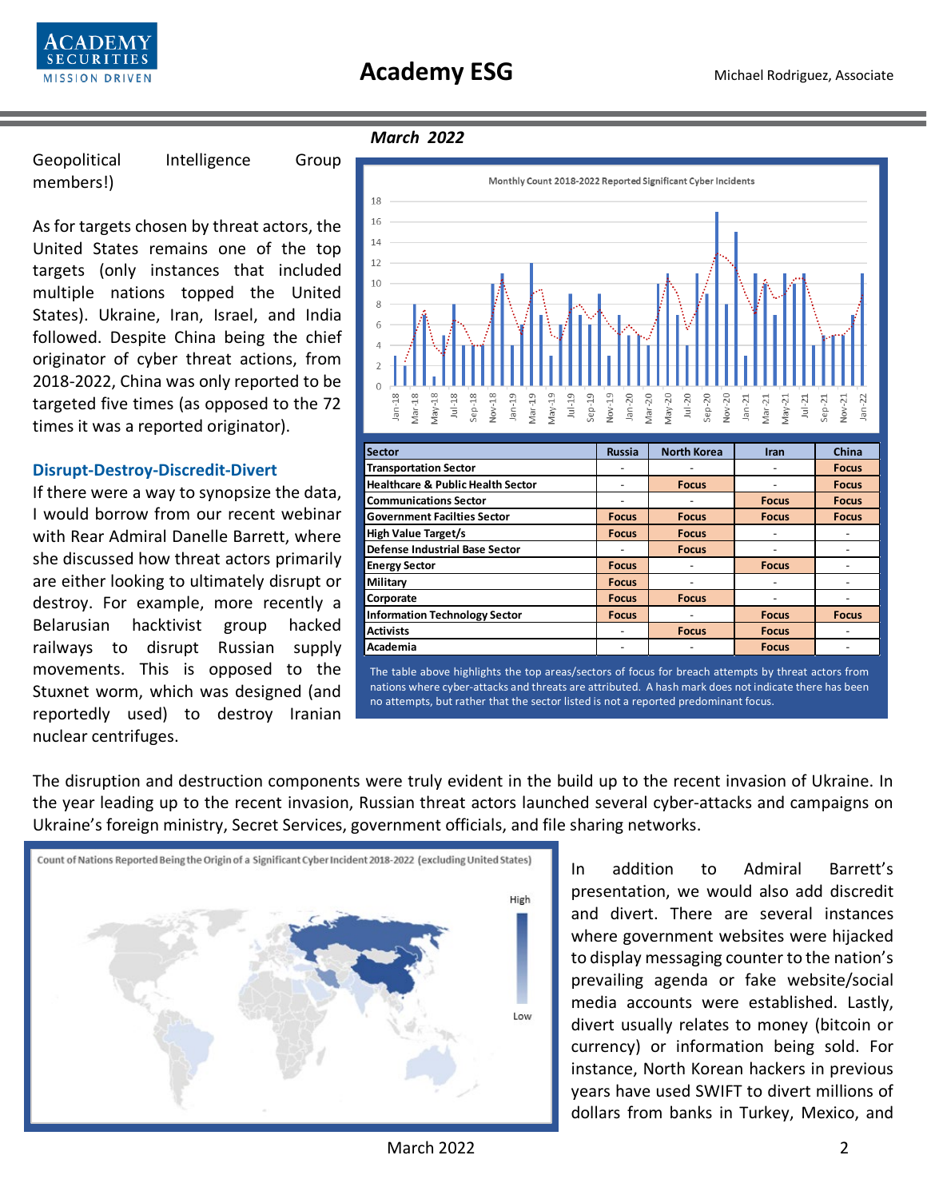Geopolitical Intelligence Group members!)

As for targets chosen by threat actors, the United States remains one of the top targets (only instances that included multiple nations topped the United States). Ukraine, Iran, Israel, and India followed. Despite China being the chief originator of cyber threat actions, from 2018-2022, China was only reported to be targeted five times (as opposed to the 72 times it was a reported originator).

### Disrupt-Destroy-Discredit-Divert

If there were a way to synopsize the data, I would borrow from our recent webinar with Rear Admiral Danelle Barrett, where she discussed how threat actors primarily are either looking to ultimately disrupt or destroy. For example, more recently a Belarusian hacktivist group hacked railways to disrupt Russian supply movements. This is opposed to the Stuxnet worm, which was designed (and reportedly used) to destroy Iranian nuclear centrifuges.

*March 2022*

Monthly Count 2018-2022 Reported Significant Cyber Incidents

| Sector | Russia | North Korea | Iran | China |
|---|---|---|---|---|
| Transportation Sector | - | - | - | Focus |
| Healthcare & Public Health Sector | - | Focus | - | Focus |
| Communications Sector | - | - | Focus | Focus |
| Government Facilties Sector | Focus | Focus | Focus | Focus |
| High Value Target/s | Focus | Focus | - | - |
| Defense Industrial Base Sector | - | Focus | - | - |
| Energy Sector | Focus | - | Focus | - |
| Military | Focus | - | - | - |
| Corporate | Focus | Focus | - | - |
| Information Technology Sector | Focus | - | Focus | Focus |
| Activists | - | Focus | Focus | - |
| Academia | - | - | Focus | - |

The table above highlights the top areas/sectors of focus for breach attempts by threat actors from nations where cyber-attacks and threats are attributed. A hash mark does not indicate there has been no attempts, but rather that the sector listed is not a reported predominant focus.

The disruption and destruction components were truly evident in the build up to the recent invasion of Ukraine. In the year leading up to the recent invasion, Russian threat actors launched several cyber-attacks and campaigns on Ukraine's foreign ministry, Secret Services, government officials, and file sharing networks.

Count of Nations Reported Being the Origin of a Significant Cyber Incident 2018-2022 (excluding United States)

In addition to Admiral Barrett's presentation, we would also add discredit and divert. There are several instances where government websites were hijacked to display messaging counter to the nation's prevailing agenda or fake website/social media accounts were established. Lastly, divert usually relates to money (bitcoin or currency) or information being sold. For instance, North Korean hackers in previous years have used SWIFT to divert millions of dollars from banks in Turkey, Mexico, and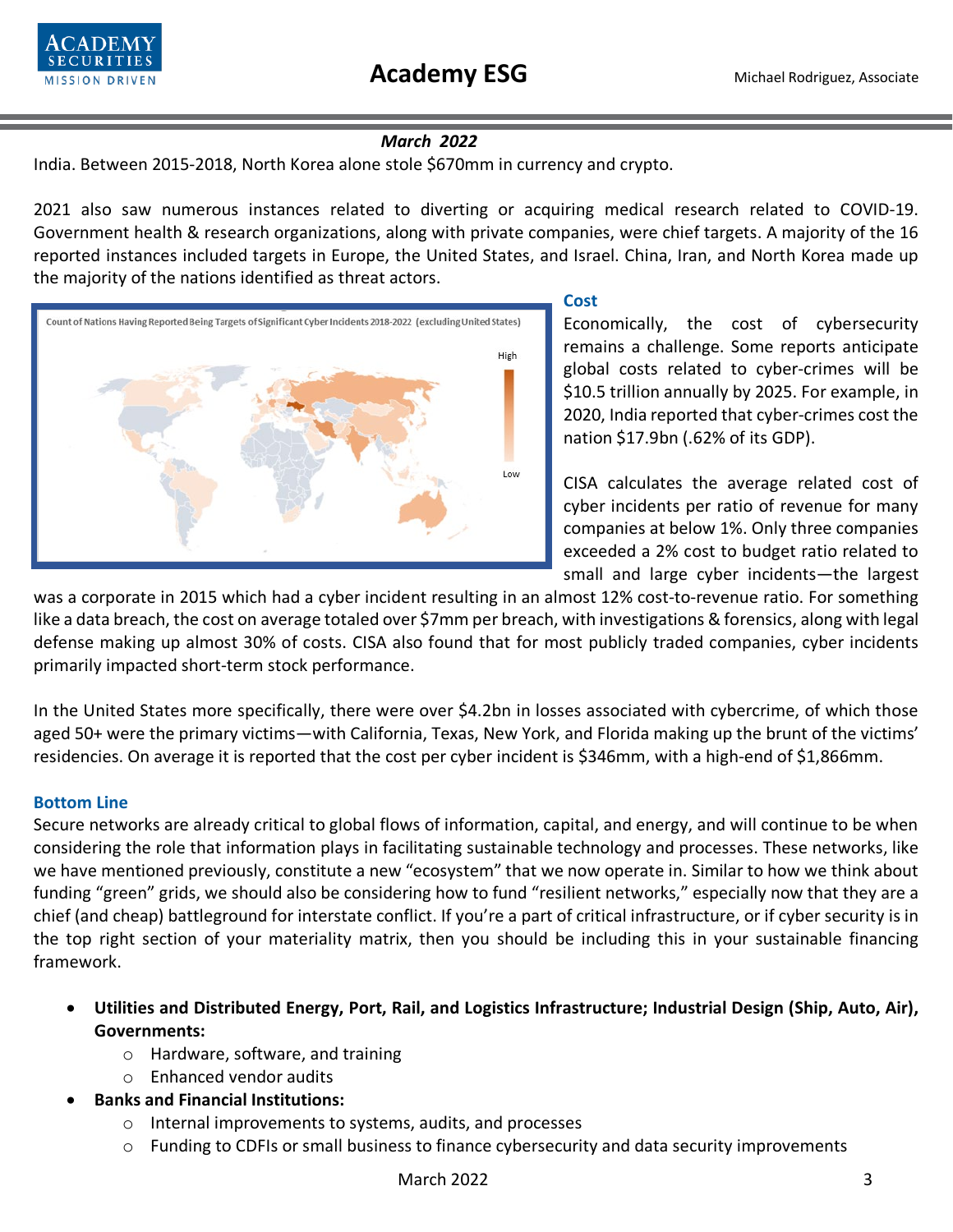India. Between 2015-2018, North Korea alone stole $670mm in currency and crypto.

2021 also saw numerous instances related to diverting or acquiring medical research related to COVID-19. Government health & research organizations, along with private companies, were chief targets. A majority of the 16 reported instances included targets in Europe, the United States, and Israel. China, Iran, and North Korea made up the majority of the nations identified as threat actors.

Count of Nations Having Reported Being Targets of Significant Cyber Incidents 2018-2022 (excluding United States)

### Cost

Economically, the cost of cybersecurity remains a challenge. Some reports anticipate global costs related to cyber-crimes will be $10.5 trillion annually by 2025. For example, in 2020, India reported that cyber-crimes cost the nation $17.9bn (.62% of its GDP).

CISA calculates the average related cost of cyber incidents per ratio of revenue for many companies at below 1%. Only three companies exceeded a 2% cost to budget ratio related to small and large cyber incidents—the largest was a corporate in 2015 which had a cyber incident resulting in an almost 12% cost-to-revenue ratio. For something like a data breach, the cost on average totaled over $7mm per breach, with investigations & forensics, along with legal defense making up almost 30% of costs. CISA also found that for most publicly traded companies, cyber incidents primarily impacted short-term stock performance.

In the United States more specifically, there were over $4.2bn in losses associated with cybercrime, of which those aged 50+ were the primary victims—with California, Texas, New York, and Florida making up the brunt of the victims' residencies. On average it is reported that the cost per cyber incident is $346mm, with a high-end of $1,866mm.

### Bottom Line

Secure networks are already critical to global flows of information, capital, and energy, and will continue to be when considering the role that information plays in facilitating sustainable technology and processes. These networks, like we have mentioned previously, constitute a new "ecosystem" that we now operate in. Similar to how we think about funding "green" grids, we should also be considering how to fund "resilient networks," especially now that they are a chief (and cheap) battleground for interstate conflict. If you're a part of critical infrastructure, or if cyber security is in the top right section of your materiality matrix, then you should be including this in your sustainable financing framework.

- **Utilities and Distributed Energy, Port, Rail, and Logistics Infrastructure; Industrial Design (Ship, Auto, Air), Governments:**
  - Hardware, software, and training
  - Enhanced vendor audits
- **Banks and Financial Institutions:**
  - Internal improvements to systems, audits, and processes
  - Funding to CDFIs or small business to finance cybersecurity and data security improvements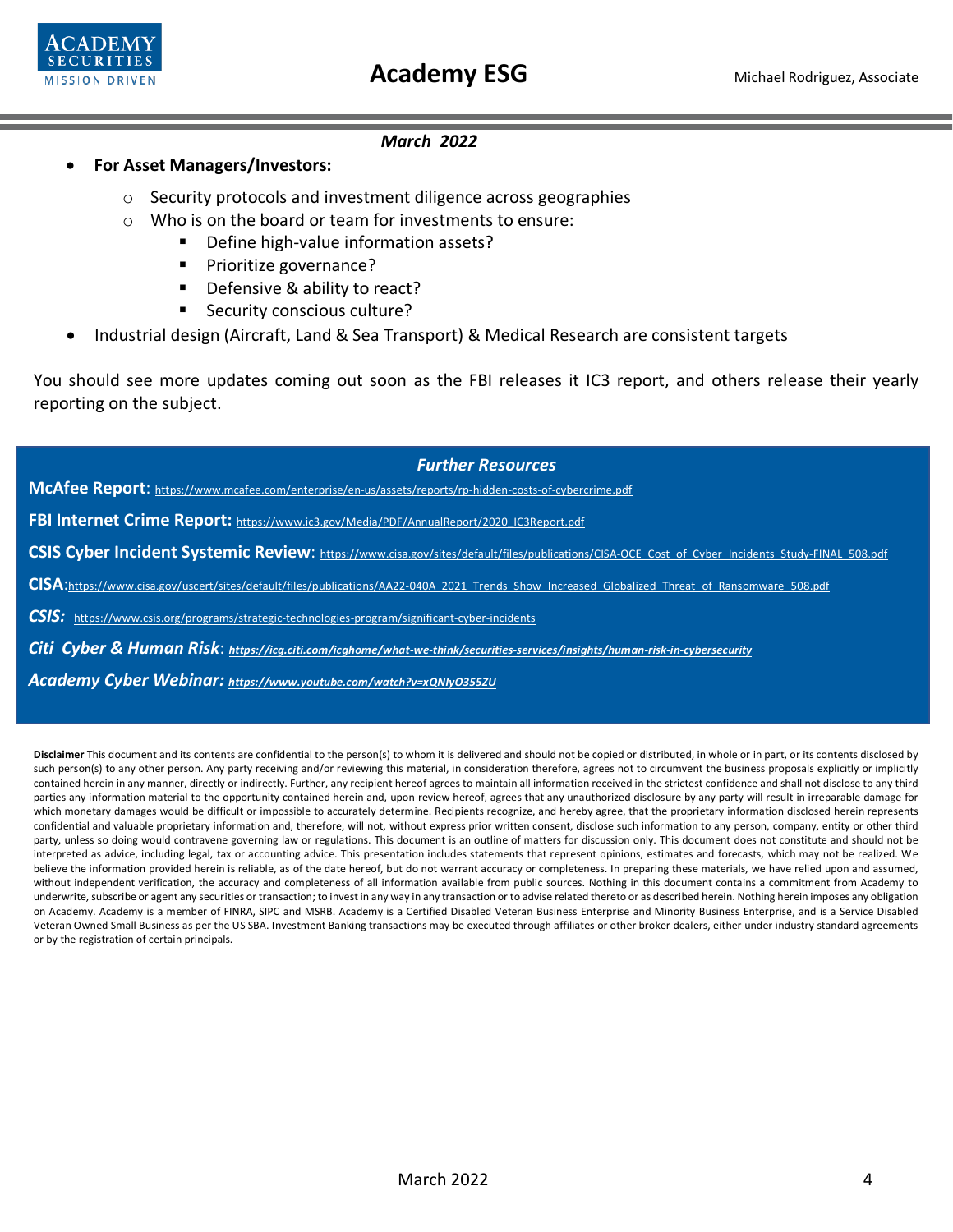- **For Asset Managers/Investors:**
  - Security protocols and investment diligence across geographies
  - Who is on the board or team for investments to ensure:
    - Define high-value information assets?
    - Prioritize governance?
    - Defensive & ability to react?
    - Security conscious culture?
- Industrial design (Aircraft, Land & Sea Transport) & Medical Research are consistent targets

You should see more updates coming out soon as the FBI releases it IC3 report, and others release their yearly reporting on the subject.

### *Further Resources*

**McAfee Report**: https://www.mcafee.com/enterprise/en-us/assets/reports/rp-hidden-costs-of-cybercrime.pdf

**FBI Internet Crime Report:** https://www.ic3.gov/Media/PDF/AnnualReport/2020_IC3Report.pdf

**CSIS Cyber Incident Systemic Review**: https://www.cisa.gov/sites/default/files/publications/CISA-OCE_Cost_of_Cyber_Incidents_Study-FINAL_508.pdf

**CISA**:https://www.cisa.gov/uscert/sites/default/files/publications/AA22-040A_2021_Trends_Show_Increased_Globalized_Threat_of_Ransomware_508.pdf

***CSIS:*** https://www.csis.org/programs/strategic-technologies-program/significant-cyber-incidents

***Citi Cyber & Human Risk***: ***https://icg.citi.com/icghome/what-we-think/securities-services/insights/human-risk-in-cybersecurity***

***Academy Cyber Webinar:*** ***https://www.youtube.com/watch?v=xQNIyO355ZU***

**Disclaimer** This document and its contents are confidential to the person(s) to whom it is delivered and should not be copied or distributed, in whole or in part, or its contents disclosed by such person(s) to any other person. Any party receiving and/or reviewing this material, in consideration therefore, agrees not to circumvent the business proposals explicitly or implicitly contained herein in any manner, directly or indirectly. Further, any recipient hereof agrees to maintain all information received in the strictest confidence and shall not disclose to any third parties any information material to the opportunity contained herein and, upon review hereof, agrees that any unauthorized disclosure by any party will result in irreparable damage for which monetary damages would be difficult or impossible to accurately determine. Recipients recognize, and hereby agree, that the proprietary information disclosed herein represents confidential and valuable proprietary information and, therefore, will not, without express prior written consent, disclose such information to any person, company, entity or other third party, unless so doing would contravene governing law or regulations. This document is an outline of matters for discussion only. This document does not constitute and should not be interpreted as advice, including legal, tax or accounting advice. This presentation includes statements that represent opinions, estimates and forecasts, which may not be realized. We believe the information provided herein is reliable, as of the date hereof, but do not warrant accuracy or completeness. In preparing these materials, we have relied upon and assumed, without independent verification, the accuracy and completeness of all information available from public sources. Nothing in this document contains a commitment from Academy to underwrite, subscribe or agent any securities or transaction; to invest in any way in any transaction or to advise related thereto or as described herein. Nothing herein imposes any obligation on Academy. Academy is a member of FINRA, SIPC and MSRB. Academy is a Certified Disabled Veteran Business Enterprise and Minority Business Enterprise, and is a Service Disabled Veteran Owned Small Business as per the US SBA. Investment Banking transactions may be executed through affiliates or other broker dealers, either under industry standard agreements or by the registration of certain principals.